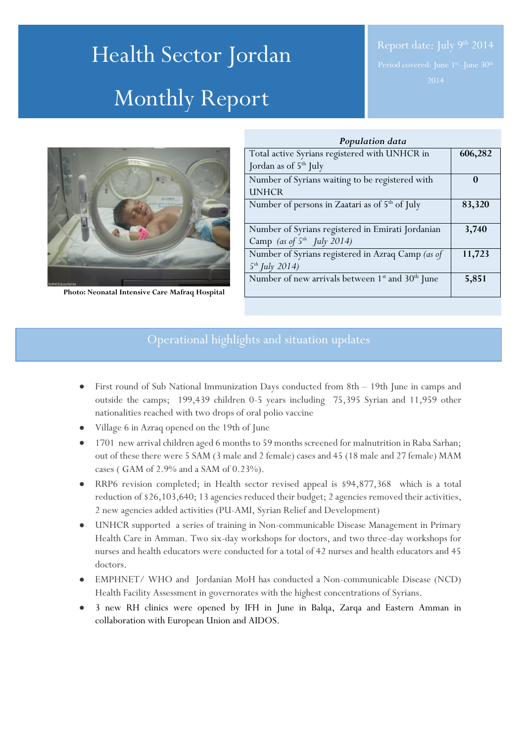# Health Sector Jordan Monthly Report

Report date: July 9th 2014

Period covered: June 1st–June 30th 2014

Photo: Neonatal Intensive Care Mafraq Hospital

| *Population data* | |
|---|---|
| Total active Syrians registered with UNHCR in Jordan as of 5th July | **606,282** |
| Number of Syrians waiting to be registered with UNHCR | **0** |
| Number of persons in Zaatari as of 5th of July | **83,320** |
| Number of Syrians registered in Emirati Jordanian Camp *(as of 5th July 2014)* | **3,740** |
| Number of Syrians registered in Azraq Camp *(as of 5th July 2014)* | **11,723** |
| Number of new arrivals between 1st and 30th June | **5,851** |

## Operational highlights and situation updates

- First round of Sub National Immunization Days conducted from 8th – 19th June in camps and outside the camps; 199,439 children 0-5 years including 75,395 Syrian and 11,959 other nationalities reached with two drops of oral polio vaccine
- Village 6 in Azraq opened on the 19th of June
- 1701 new arrival children aged 6 months to 59 months screened for malnutrition in Raba Sarhan; out of these there were 5 SAM (3 male and 2 female) cases and 45 (18 male and 27 female) MAM cases ( GAM of 2.9% and a SAM of 0.23%).
- RRP6 revision completed; in Health sector revised appeal is $94,877,368 which is a total reduction of $26,103,640; 13 agencies reduced their budget; 2 agencies removed their activities, 2 new agencies added activities (PU-AMI, Syrian Relief and Development)
- UNHCR supported a series of training in Non-communicable Disease Management in Primary Health Care in Amman. Two six-day workshops for doctors, and two three-day workshops for nurses and health educators were conducted for a total of 42 nurses and health educators and 45 doctors.
- EMPHNET/ WHO and Jordanian MoH has conducted a Non-communicable Disease (NCD) Health Facility Assessment in governorates with the highest concentrations of Syrians.
- 3 new RH clinics were opened by IFH in June in Balqa, Zarqa and Eastern Amman in collaboration with European Union and AIDOS.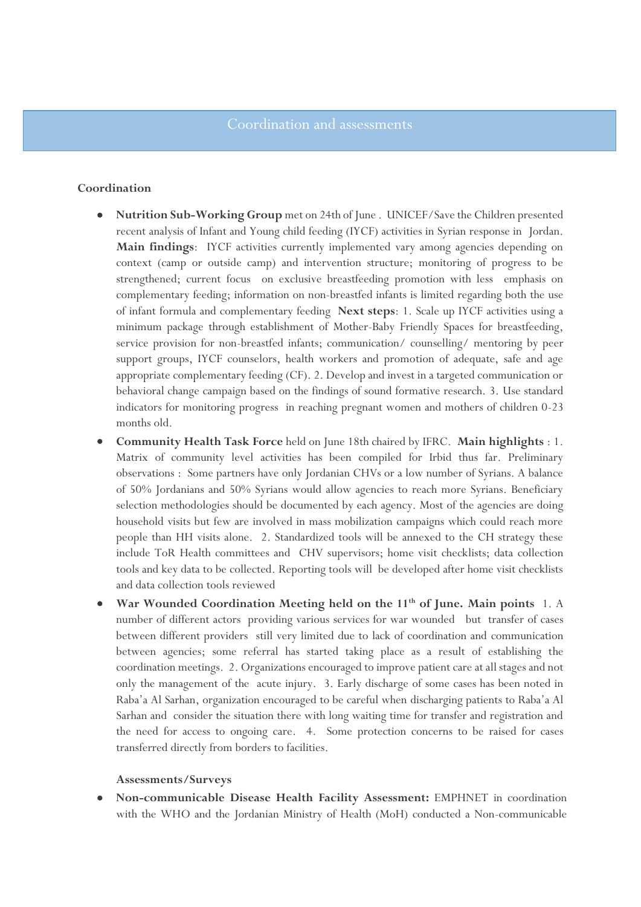## Coordination and assessments

### Coordination

- **Nutrition Sub-Working Group** met on 24th of June . UNICEF/Save the Children presented recent analysis of Infant and Young child feeding (IYCF) activities in Syrian response in Jordan. **Main findings**: IYCF activities currently implemented vary among agencies depending on context (camp or outside camp) and intervention structure; monitoring of progress to be strengthened; current focus on exclusive breastfeeding promotion with less emphasis on complementary feeding; information on non-breastfed infants is limited regarding both the use of infant formula and complementary feeding **Next steps**: 1. Scale up IYCF activities using a minimum package through establishment of Mother-Baby Friendly Spaces for breastfeeding, service provision for non-breastfed infants; communication/ counselling/ mentoring by peer support groups, IYCF counselors, health workers and promotion of adequate, safe and age appropriate complementary feeding (CF). 2. Develop and invest in a targeted communication or behavioral change campaign based on the findings of sound formative research. 3. Use standard indicators for monitoring progress in reaching pregnant women and mothers of children 0-23 months old.
- **Community Health Task Force** held on June 18th chaired by IFRC. **Main highlights** : 1. Matrix of community level activities has been compiled for Irbid thus far. Preliminary observations : Some partners have only Jordanian CHVs or a low number of Syrians. A balance of 50% Jordanians and 50% Syrians would allow agencies to reach more Syrians. Beneficiary selection methodologies should be documented by each agency. Most of the agencies are doing household visits but few are involved in mass mobilization campaigns which could reach more people than HH visits alone. 2. Standardized tools will be annexed to the CH strategy these include ToR Health committees and CHV supervisors; home visit checklists; data collection tools and key data to be collected. Reporting tools will be developed after home visit checklists and data collection tools reviewed
- **War Wounded Coordination Meeting held on the 11th of June. Main points** 1. A number of different actors providing various services for war wounded but transfer of cases between different providers still very limited due to lack of coordination and communication between agencies; some referral has started taking place as a result of establishing the coordination meetings. 2. Organizations encouraged to improve patient care at all stages and not only the management of the acute injury. 3. Early discharge of some cases has been noted in Raba'a Al Sarhan, organization encouraged to be careful when discharging patients to Raba'a Al Sarhan and consider the situation there with long waiting time for transfer and registration and the need for access to ongoing care. 4. Some protection concerns to be raised for cases transferred directly from borders to facilities.

### Assessments/Surveys

- **Non-communicable Disease Health Facility Assessment:** EMPHNET in coordination with the WHO and the Jordanian Ministry of Health (MoH) conducted a Non-communicable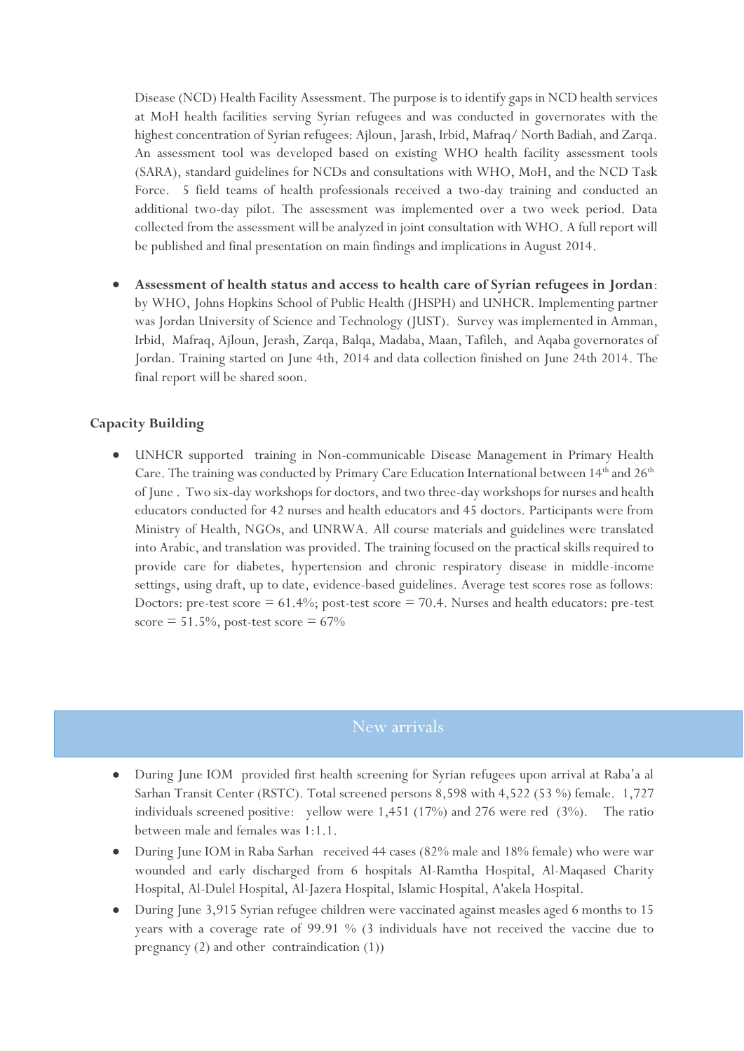Disease (NCD) Health Facility Assessment. The purpose is to identify gaps in NCD health services at MoH health facilities serving Syrian refugees and was conducted in governorates with the highest concentration of Syrian refugees: Ajloun, Jarash, Irbid, Mafraq/ North Badiah, and Zarqa. An assessment tool was developed based on existing WHO health facility assessment tools (SARA), standard guidelines for NCDs and consultations with WHO, MoH, and the NCD Task Force. 5 field teams of health professionals received a two-day training and conducted an additional two-day pilot. The assessment was implemented over a two week period. Data collected from the assessment will be analyzed in joint consultation with WHO. A full report will be published and final presentation on main findings and implications in August 2014.

- **Assessment of health status and access to health care of Syrian refugees in Jordan**: by WHO, Johns Hopkins School of Public Health (JHSPH) and UNHCR. Implementing partner was Jordan University of Science and Technology (JUST). Survey was implemented in Amman, Irbid, Mafraq, Ajloun, Jerash, Zarqa, Balqa, Madaba, Maan, Tafileh, and Aqaba governorates of Jordan. Training started on June 4th, 2014 and data collection finished on June 24th 2014. The final report will be shared soon.

**Capacity Building**

- UNHCR supported training in Non-communicable Disease Management in Primary Health Care. The training was conducted by Primary Care Education International between 14th and 26th of June . Two six-day workshops for doctors, and two three-day workshops for nurses and health educators conducted for 42 nurses and health educators and 45 doctors. Participants were from Ministry of Health, NGOs, and UNRWA. All course materials and guidelines were translated into Arabic, and translation was provided. The training focused on the practical skills required to provide care for diabetes, hypertension and chronic respiratory disease in middle-income settings, using draft, up to date, evidence-based guidelines. Average test scores rose as follows: Doctors: pre-test score = 61.4%; post-test score = 70.4. Nurses and health educators: pre-test score = 51.5%, post-test score = 67%

## New arrivals

- During June IOM provided first health screening for Syrian refugees upon arrival at Raba'a al Sarhan Transit Center (RSTC). Total screened persons 8,598 with 4,522 (53 %) female. 1,727 individuals screened positive: yellow were 1,451 (17%) and 276 were red (3%). The ratio between male and females was 1:1.1.
- During June IOM in Raba Sarhan received 44 cases (82% male and 18% female) who were war wounded and early discharged from 6 hospitals Al-Ramtha Hospital, Al-Maqased Charity Hospital, Al-Dulel Hospital, Al-Jazera Hospital, Islamic Hospital, A'akela Hospital.
- During June 3,915 Syrian refugee children were vaccinated against measles aged 6 months to 15 years with a coverage rate of 99.91 % (3 individuals have not received the vaccine due to pregnancy (2) and other contraindication (1))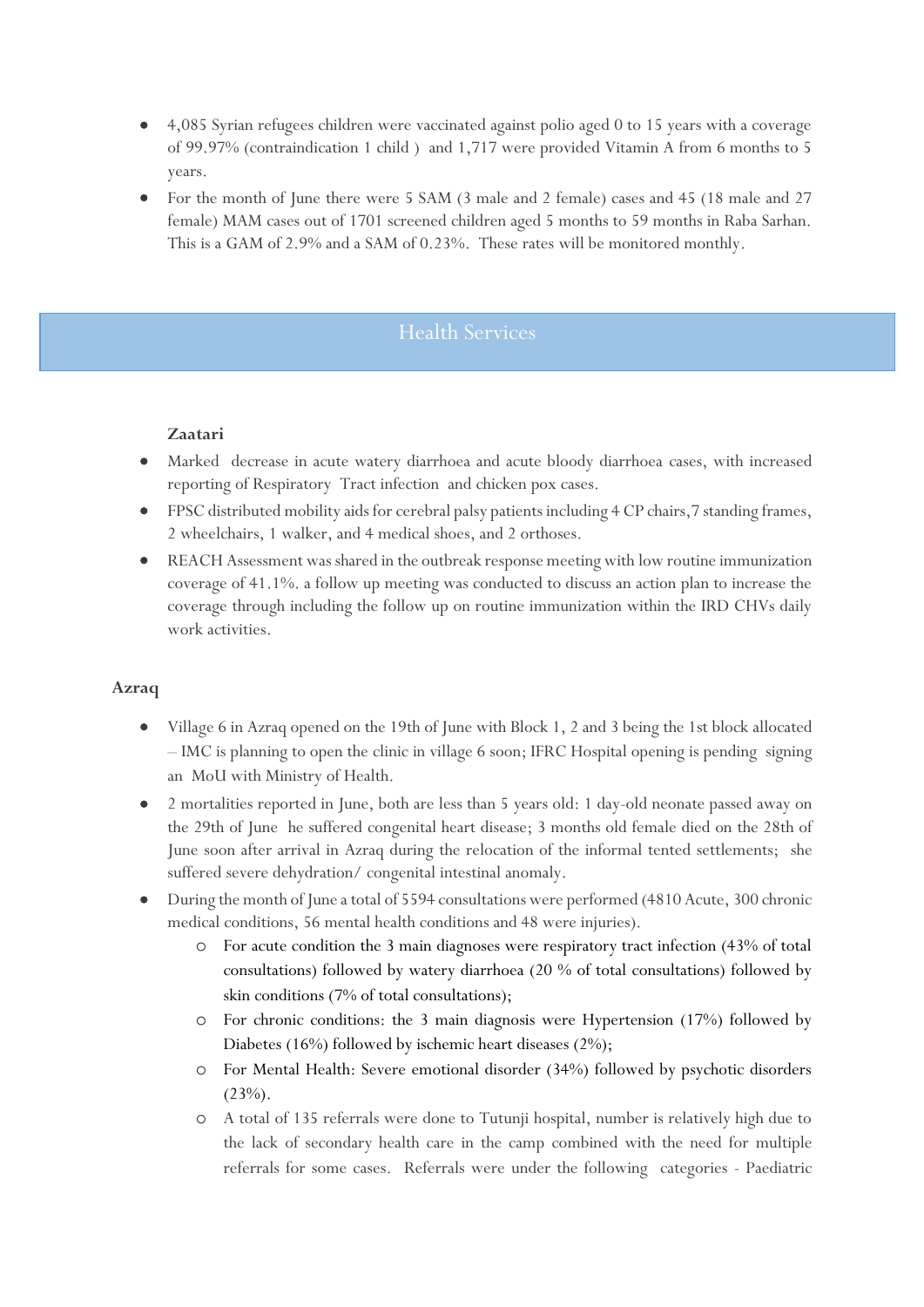- 4,085 Syrian refugees children were vaccinated against polio aged 0 to 15 years with a coverage of 99.97% (contraindication 1 child ) and 1,717 were provided Vitamin A from 6 months to 5 years.
- For the month of June there were 5 SAM (3 male and 2 female) cases and 45 (18 male and 27 female) MAM cases out of 1701 screened children aged 5 months to 59 months in Raba Sarhan. This is a GAM of 2.9% and a SAM of 0.23%. These rates will be monitored monthly.

## Health Services

**Zaatari**

- Marked decrease in acute watery diarrhoea and acute bloody diarrhoea cases, with increased reporting of Respiratory Tract infection and chicken pox cases.
- FPSC distributed mobility aids for cerebral palsy patients including 4 CP chairs,7 standing frames, 2 wheelchairs, 1 walker, and 4 medical shoes, and 2 orthoses.
- REACH Assessment was shared in the outbreak response meeting with low routine immunization coverage of 41.1%. a follow up meeting was conducted to discuss an action plan to increase the coverage through including the follow up on routine immunization within the IRD CHVs daily work activities.

**Azraq**

- Village 6 in Azraq opened on the 19th of June with Block 1, 2 and 3 being the 1st block allocated – IMC is planning to open the clinic in village 6 soon; IFRC Hospital opening is pending signing an MoU with Ministry of Health.
- 2 mortalities reported in June, both are less than 5 years old: 1 day-old neonate passed away on the 29th of June he suffered congenital heart disease; 3 months old female died on the 28th of June soon after arrival in Azraq during the relocation of the informal tented settlements; she suffered severe dehydration/ congenital intestinal anomaly.
- During the month of June a total of 5594 consultations were performed (4810 Acute, 300 chronic medical conditions, 56 mental health conditions and 48 were injuries).
  - For acute condition the 3 main diagnoses were respiratory tract infection (43% of total consultations) followed by watery diarrhoea (20 % of total consultations) followed by skin conditions (7% of total consultations);
  - For chronic conditions: the 3 main diagnosis were Hypertension (17%) followed by Diabetes (16%) followed by ischemic heart diseases (2%);
  - For Mental Health: Severe emotional disorder (34%) followed by psychotic disorders (23%).
  - A total of 135 referrals were done to Tutunji hospital, number is relatively high due to the lack of secondary health care in the camp combined with the need for multiple referrals for some cases. Referrals were under the following categories - Paediatric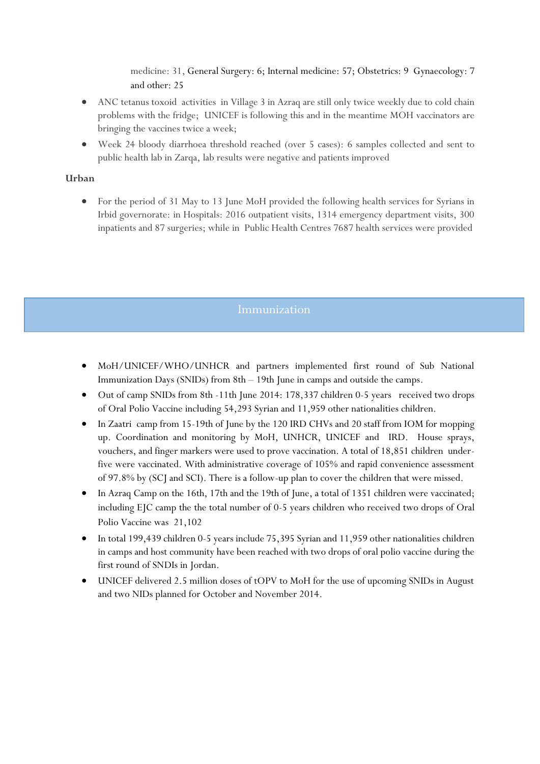medicine: 31, General Surgery: 6; Internal medicine: 57; Obstetrics: 9 Gynaecology: 7 and other: 25

- ANC tetanus toxoid activities in Village 3 in Azraq are still only twice weekly due to cold chain problems with the fridge; UNICEF is following this and in the meantime MOH vaccinators are bringing the vaccines twice a week;
- Week 24 bloody diarrhoea threshold reached (over 5 cases): 6 samples collected and sent to public health lab in Zarqa, lab results were negative and patients improved

**Urban**

- For the period of 31 May to 13 June MoH provided the following health services for Syrians in Irbid governorate: in Hospitals: 2016 outpatient visits, 1314 emergency department visits, 300 inpatients and 87 surgeries; while in Public Health Centres 7687 health services were provided

## Immunization

- MoH/UNICEF/WHO/UNHCR and partners implemented first round of Sub National Immunization Days (SNIDs) from 8th – 19th June in camps and outside the camps.
- Out of camp SNIDs from 8th -11th June 2014: 178,337 children 0-5 years received two drops of Oral Polio Vaccine including 54,293 Syrian and 11,959 other nationalities children.
- In Zaatri camp from 15-19th of June by the 120 IRD CHVs and 20 staff from IOM for mopping up. Coordination and monitoring by MoH, UNHCR, UNICEF and IRD. House sprays, vouchers, and finger markers were used to prove vaccination. A total of 18,851 children under-five were vaccinated. With administrative coverage of 105% and rapid convenience assessment of 97.8% by (SCJ and SCI). There is a follow-up plan to cover the children that were missed.
- In Azraq Camp on the 16th, 17th and the 19th of June, a total of 1351 children were vaccinated; including EJC camp the the total number of 0-5 years children who received two drops of Oral Polio Vaccine was 21,102
- In total 199,439 children 0-5 years include 75,395 Syrian and 11,959 other nationalities children in camps and host community have been reached with two drops of oral polio vaccine during the first round of SNDIs in Jordan.
- UNICEF delivered 2.5 million doses of tOPV to MoH for the use of upcoming SNIDs in August and two NIDs planned for October and November 2014.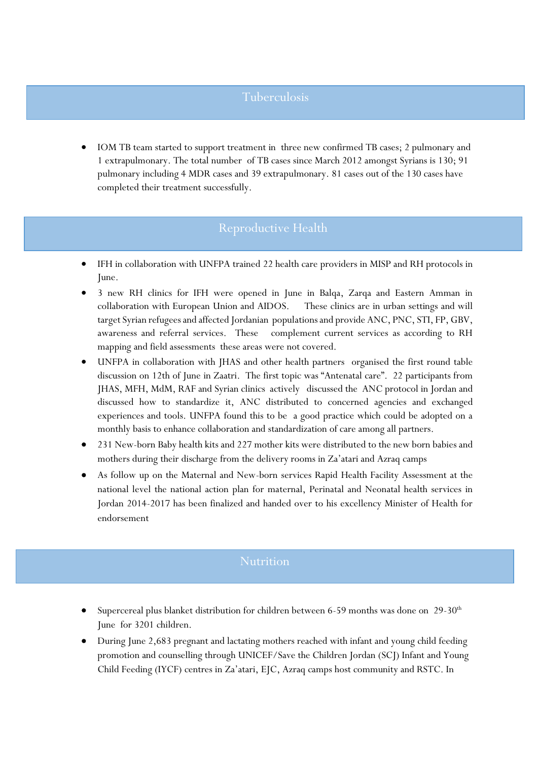## Tuberculosis

- IOM TB team started to support treatment in three new confirmed TB cases; 2 pulmonary and 1 extrapulmonary. The total number of TB cases since March 2012 amongst Syrians is 130; 91 pulmonary including 4 MDR cases and 39 extrapulmonary. 81 cases out of the 130 cases have completed their treatment successfully.

## Reproductive Health

- IFH in collaboration with UNFPA trained 22 health care providers in MISP and RH protocols in June.
- 3 new RH clinics for IFH were opened in June in Balqa, Zarqa and Eastern Amman in collaboration with European Union and AIDOS. These clinics are in urban settings and will target Syrian refugees and affected Jordanian populations and provide ANC, PNC, STI, FP, GBV, awareness and referral services. These complement current services as according to RH mapping and field assessments these areas were not covered.
- UNFPA in collaboration with JHAS and other health partners organised the first round table discussion on 12th of June in Zaatri. The first topic was "Antenatal care". 22 participants from JHAS, MFH, MdM, RAF and Syrian clinics actively discussed the ANC protocol in Jordan and discussed how to standardize it, ANC distributed to concerned agencies and exchanged experiences and tools. UNFPA found this to be a good practice which could be adopted on a monthly basis to enhance collaboration and standardization of care among all partners.
- 231 New-born Baby health kits and 227 mother kits were distributed to the new born babies and mothers during their discharge from the delivery rooms in Za'atari and Azraq camps
- As follow up on the Maternal and New-born services Rapid Health Facility Assessment at the national level the national action plan for maternal, Perinatal and Neonatal health services in Jordan 2014-2017 has been finalized and handed over to his excellency Minister of Health for endorsement

## Nutrition

- Supercereal plus blanket distribution for children between 6-59 months was done on 29-30th June for 3201 children.
- During June 2,683 pregnant and lactating mothers reached with infant and young child feeding promotion and counselling through UNICEF/Save the Children Jordan (SCJ) Infant and Young Child Feeding (IYCF) centres in Za'atari, EJC, Azraq camps host community and RSTC. In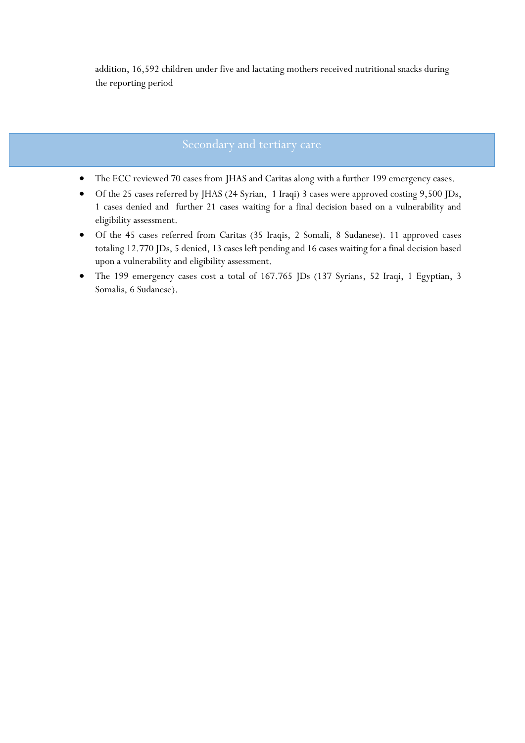addition, 16,592 children under five and lactating mothers received nutritional snacks during the reporting period

## Secondary and tertiary care

- The ECC reviewed 70 cases from JHAS and Caritas along with a further 199 emergency cases.
- Of the 25 cases referred by JHAS (24 Syrian, 1 Iraqi) 3 cases were approved costing 9,500 JDs, 1 cases denied and further 21 cases waiting for a final decision based on a vulnerability and eligibility assessment.
- Of the 45 cases referred from Caritas (35 Iraqis, 2 Somali, 8 Sudanese). 11 approved cases totaling 12.770 JDs, 5 denied, 13 cases left pending and 16 cases waiting for a final decision based upon a vulnerability and eligibility assessment.
- The 199 emergency cases cost a total of 167.765 JDs (137 Syrians, 52 Iraqi, 1 Egyptian, 3 Somalis, 6 Sudanese).